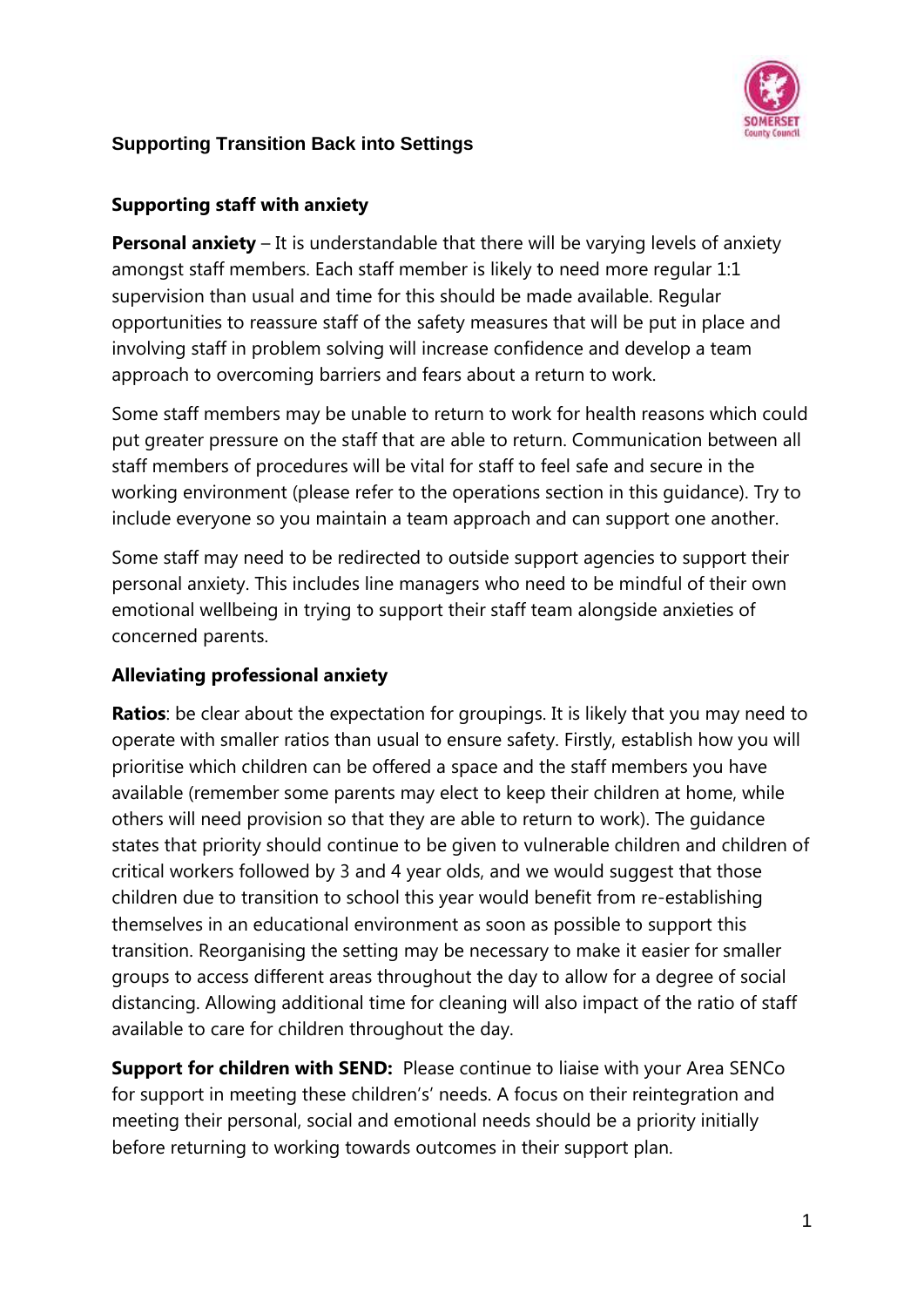# Supporting Transition Back into Settings

## Supporting staff with anxiety

**Personal anxiety** – It is understandable that there will be varying levels of anxiety amongst staff members. Each staff member is likely to need more regular 1:1 supervision than usual and time for this should be made available. Regular opportunities to reassure staff of the safety measures that will be put in place and involving staff in problem solving will increase confidence and develop a team approach to overcoming barriers and fears about a return to work.

Some staff members may be unable to return to work for health reasons which could put greater pressure on the staff that are able to return. Communication between all staff members of procedures will be vital for staff to feel safe and secure in the working environment (please refer to the operations section in this guidance). Try to include everyone so you maintain a team approach and can support one another.

Some staff may need to be redirected to outside support agencies to support their personal anxiety. This includes line managers who need to be mindful of their own emotional wellbeing in trying to support their staff team alongside anxieties of concerned parents.

## Alleviating professional anxiety

**Ratios**: be clear about the expectation for groupings. It is likely that you may need to operate with smaller ratios than usual to ensure safety. Firstly, establish how you will prioritise which children can be offered a space and the staff members you have available (remember some parents may elect to keep their children at home, while others will need provision so that they are able to return to work). The guidance states that priority should continue to be given to vulnerable children and children of critical workers followed by 3 and 4 year olds, and we would suggest that those children due to transition to school this year would benefit from re-establishing themselves in an educational environment as soon as possible to support this transition. Reorganising the setting may be necessary to make it easier for smaller groups to access different areas throughout the day to allow for a degree of social distancing. Allowing additional time for cleaning will also impact of the ratio of staff available to care for children throughout the day.

**Support for children with SEND:** Please continue to liaise with your Area SENCo for support in meeting these children's' needs. A focus on their reintegration and meeting their personal, social and emotional needs should be a priority initially before returning to working towards outcomes in their support plan.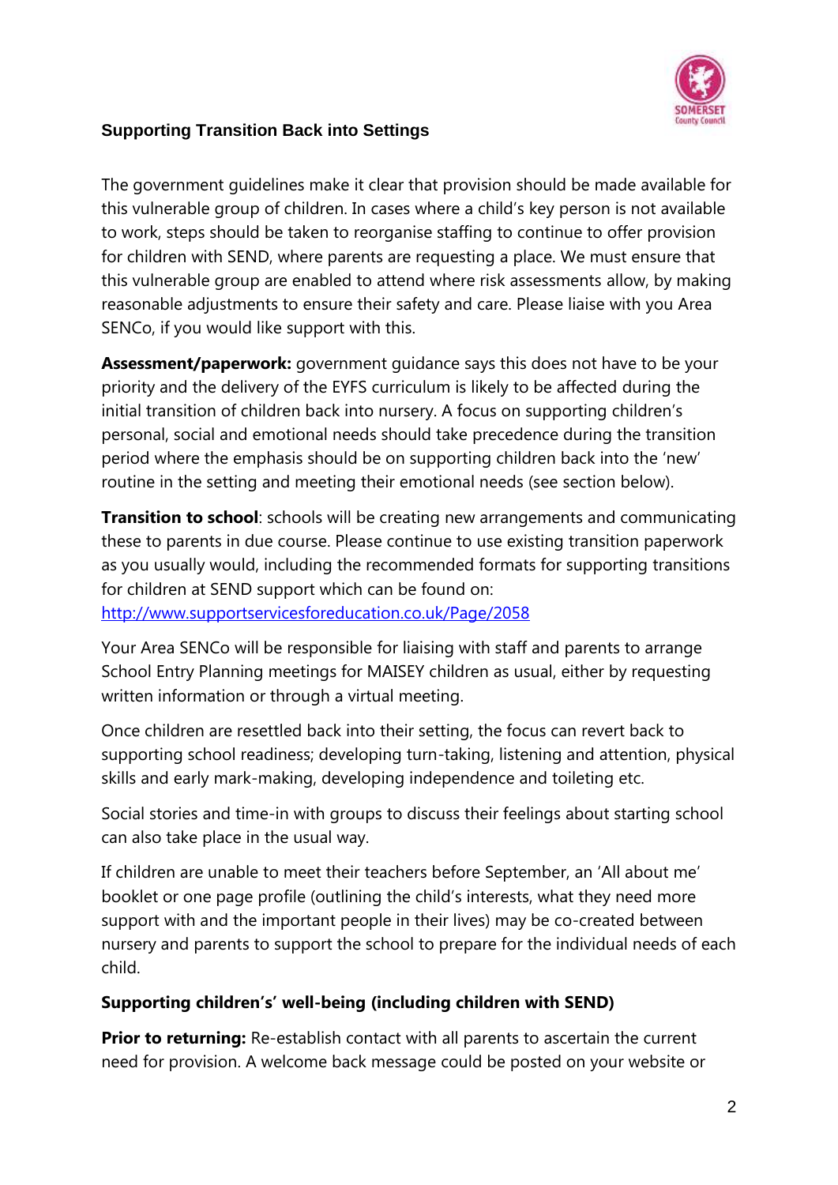### Supporting Transition Back into Settings

The government guidelines make it clear that provision should be made available for this vulnerable group of children. In cases where a child's key person is not available to work, steps should be taken to reorganise staffing to continue to offer provision for children with SEND, where parents are requesting a place. We must ensure that this vulnerable group are enabled to attend where risk assessments allow, by making reasonable adjustments to ensure their safety and care. Please liaise with you Area SENCo, if you would like support with this.

**Assessment/paperwork:** government guidance says this does not have to be your priority and the delivery of the EYFS curriculum is likely to be affected during the initial transition of children back into nursery. A focus on supporting children's personal, social and emotional needs should take precedence during the transition period where the emphasis should be on supporting children back into the 'new' routine in the setting and meeting their emotional needs (see section below).

**Transition to school**: schools will be creating new arrangements and communicating these to parents in due course. Please continue to use existing transition paperwork as you usually would, including the recommended formats for supporting transitions for children at SEND support which can be found on: [http://www.supportservicesforeducation.co.uk/Page/2058](http://www.supportservicesforeducation.co.uk/Page/2058)

Your Area SENCo will be responsible for liaising with staff and parents to arrange School Entry Planning meetings for MAISEY children as usual, either by requesting written information or through a virtual meeting.

Once children are resettled back into their setting, the focus can revert back to supporting school readiness; developing turn-taking, listening and attention, physical skills and early mark-making, developing independence and toileting etc.

Social stories and time-in with groups to discuss their feelings about starting school can also take place in the usual way.

If children are unable to meet their teachers before September, an 'All about me' booklet or one page profile (outlining the child's interests, what they need more support with and the important people in their lives) may be co-created between nursery and parents to support the school to prepare for the individual needs of each child.

**Supporting children's' well-being (including children with SEND)**

**Prior to returning:** Re-establish contact with all parents to ascertain the current need for provision. A welcome back message could be posted on your website or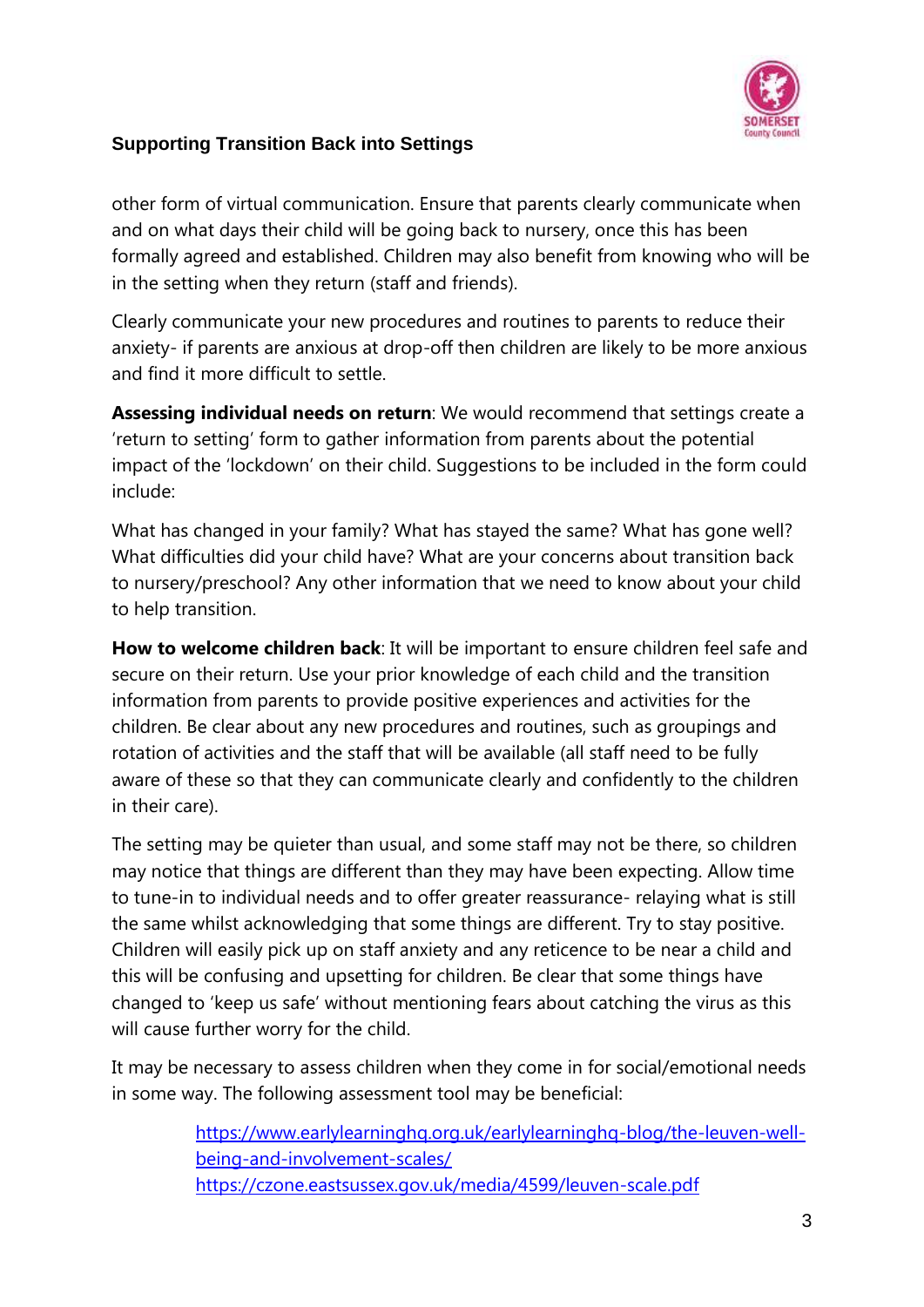other form of virtual communication. Ensure that parents clearly communicate when and on what days their child will be going back to nursery, once this has been formally agreed and established. Children may also benefit from knowing who will be in the setting when they return (staff and friends).

Clearly communicate your new procedures and routines to parents to reduce their anxiety- if parents are anxious at drop-off then children are likely to be more anxious and find it more difficult to settle.

**Assessing individual needs on return**: We would recommend that settings create a 'return to setting' form to gather information from parents about the potential impact of the 'lockdown' on their child. Suggestions to be included in the form could include:

What has changed in your family? What has stayed the same? What has gone well? What difficulties did your child have? What are your concerns about transition back to nursery/preschool? Any other information that we need to know about your child to help transition.

**How to welcome children back**: It will be important to ensure children feel safe and secure on their return. Use your prior knowledge of each child and the transition information from parents to provide positive experiences and activities for the children. Be clear about any new procedures and routines, such as groupings and rotation of activities and the staff that will be available (all staff need to be fully aware of these so that they can communicate clearly and confidently to the children in their care).

The setting may be quieter than usual, and some staff may not be there, so children may notice that things are different than they may have been expecting. Allow time to tune-in to individual needs and to offer greater reassurance- relaying what is still the same whilst acknowledging that some things are different. Try to stay positive. Children will easily pick up on staff anxiety and any reticence to be near a child and this will be confusing and upsetting for children. Be clear that some things have changed to 'keep us safe' without mentioning fears about catching the virus as this will cause further worry for the child.

It may be necessary to assess children when they come in for social/emotional needs in some way. The following assessment tool may be beneficial:

> https://www.earlylearninghq.org.uk/earlylearninghq-blog/the-leuven-well-being-and-involvement-scales/
> https://czone.eastsussex.gov.uk/media/4599/leuven-scale.pdf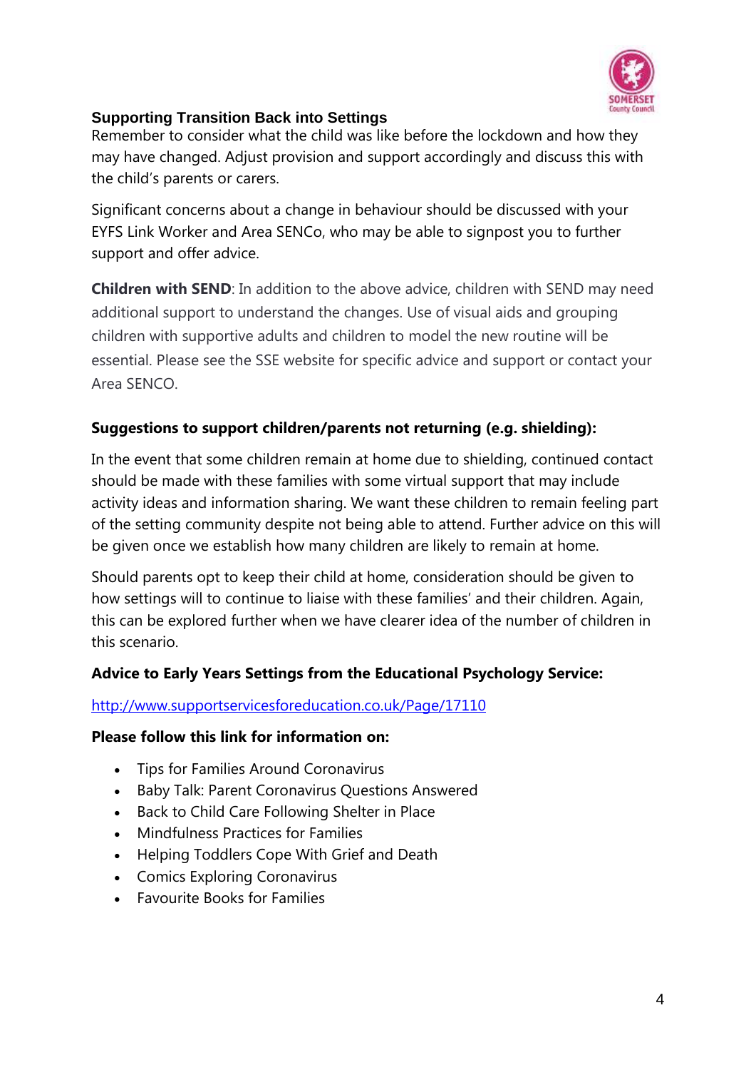## Supporting Transition Back into Settings

Remember to consider what the child was like before the lockdown and how they may have changed. Adjust provision and support accordingly and discuss this with the child's parents or carers.

Significant concerns about a change in behaviour should be discussed with your EYFS Link Worker and Area SENCo, who may be able to signpost you to further support and offer advice.

**Children with SEND**: In addition to the above advice, children with SEND may need additional support to understand the changes. Use of visual aids and grouping children with supportive adults and children to model the new routine will be essential. Please see the SSE website for specific advice and support or contact your Area SENCO.

**Suggestions to support children/parents not returning (e.g. shielding):**

In the event that some children remain at home due to shielding, continued contact should be made with these families with some virtual support that may include activity ideas and information sharing. We want these children to remain feeling part of the setting community despite not being able to attend. Further advice on this will be given once we establish how many children are likely to remain at home.

Should parents opt to keep their child at home, consideration should be given to how settings will to continue to liaise with these families' and their children. Again, this can be explored further when we have clearer idea of the number of children in this scenario.

**Advice to Early Years Settings from the Educational Psychology Service:**

http://www.supportservicesforeducation.co.uk/Page/17110

**Please follow this link for information on:**

- Tips for Families Around Coronavirus
- Baby Talk: Parent Coronavirus Questions Answered
- Back to Child Care Following Shelter in Place
- Mindfulness Practices for Families
- Helping Toddlers Cope With Grief and Death
- Comics Exploring Coronavirus
- Favourite Books for Families